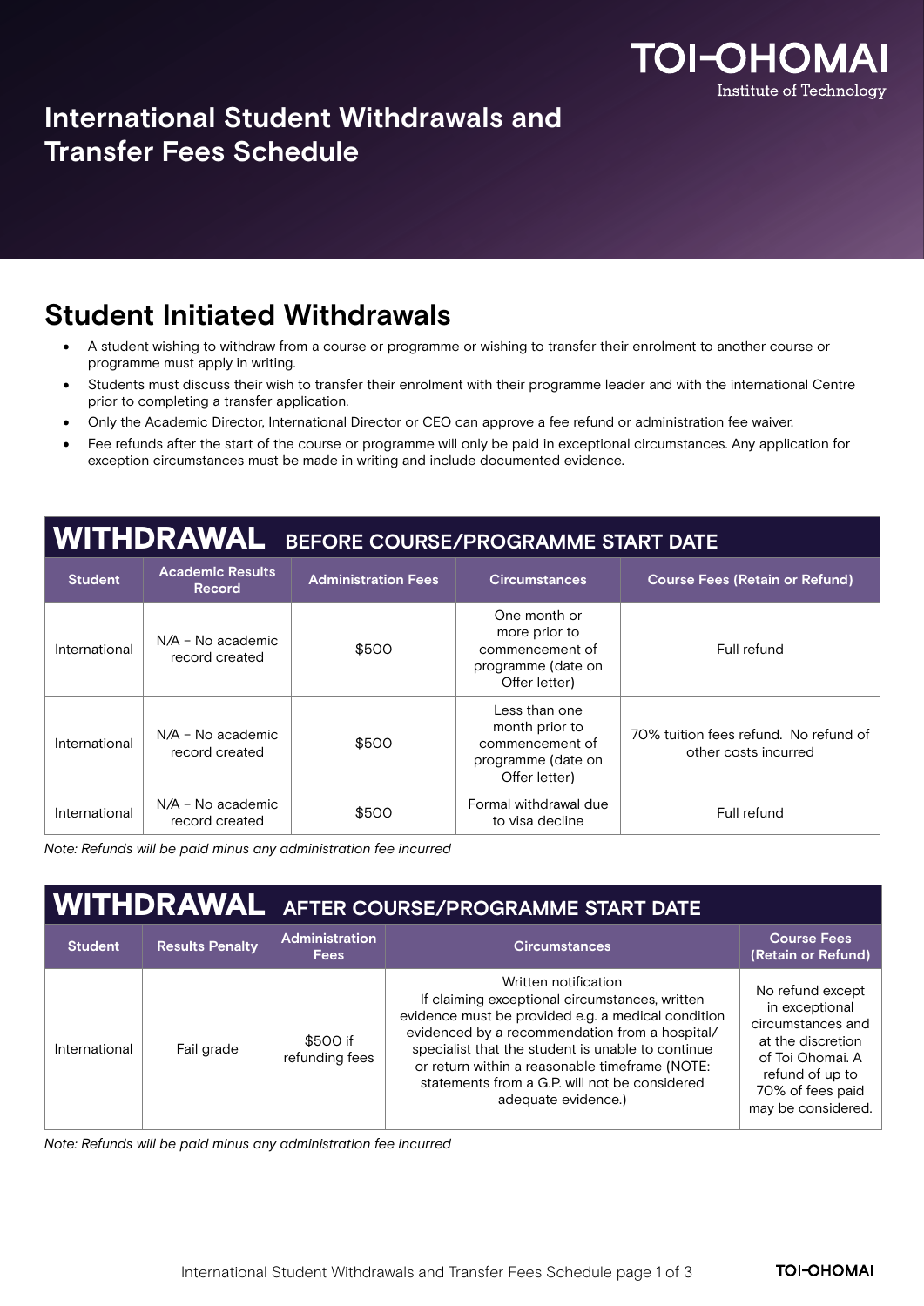# International Student Withdrawals and Transfer Fees Schedule

## Student Initiated Withdrawals

- A student wishing to withdraw from a course or programme or wishing to transfer their enrolment to another course or programme must apply in writing.
- Students must discuss their wish to transfer their enrolment with their programme leader and with the international Centre prior to completing a transfer application.
- Only the Academic Director, International Director or CEO can approve a fee refund or administration fee waiver.
- Fee refunds after the start of the course or programme will only be paid in exceptional circumstances. Any application for exception circumstances must be made in writing and include documented evidence.

### WITHDRAWAL BEFORE COURSE/PROGRAMME START DATE

| Student | Academic Results Record | Administration Fees | Circumstances | Course Fees (Retain or Refund) |
|---|---|---|---|---|
| International | N/A – No academic record created | $500 | One month or more prior to commencement of programme (date on Offer letter) | Full refund |
| International | N/A – No academic record created | $500 | Less than one month prior to commencement of programme (date on Offer letter) | 70% tuition fees refund. No refund of other costs incurred |
| International | N/A – No academic record created | $500 | Formal withdrawal due to visa decline | Full refund |

*Note: Refunds will be paid minus any administration fee incurred*

### WITHDRAWAL AFTER COURSE/PROGRAMME START DATE

| Student | Results Penalty | Administration Fees | Circumstances | Course Fees (Retain or Refund) |
|---|---|---|---|---|
| International | Fail grade | $500 if refunding fees | Written notification If claiming exceptional circumstances, written evidence must be provided e.g. a medical condition evidenced by a recommendation from a hospital/ specialist that the student is unable to continue or return within a reasonable timeframe (NOTE: statements from a G.P. will not be considered adequate evidence.) | No refund except in exceptional circumstances and at the discretion of Toi Ohomai. A refund of up to 70% of fees paid may be considered. |

*Note: Refunds will be paid minus any administration fee incurred*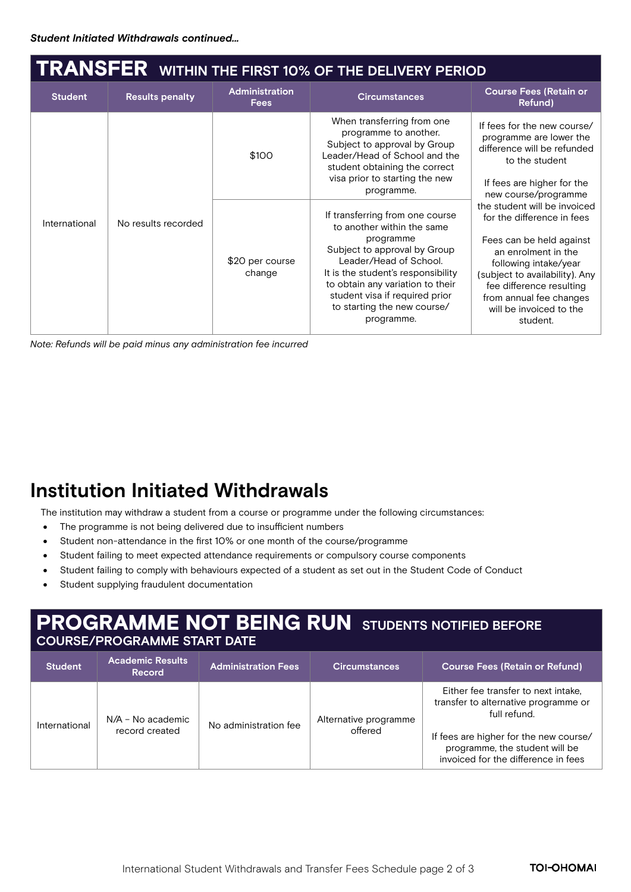*Student Initiated Withdrawals continued...*

## TRANSFER WITHIN THE FIRST 10% OF THE DELIVERY PERIOD

| Student | Results penalty | Administration Fees | Circumstances | Course Fees (Retain or Refund) |
|---|---|---|---|---|
| International | No results recorded | $100 | When transferring from one programme to another. Subject to approval by Group Leader/Head of School and the student obtaining the correct visa prior to starting the new programme. | If fees for the new course/programme are lower the difference will be refunded to the student<br><br>If fees are higher for the new course/programme the student will be invoiced for the difference in fees<br><br>Fees can be held against an enrolment in the following intake/year (subject to availability). Any fee difference resulting from annual fee changes will be invoiced to the student. |
| | | $20 per course change | If transferring from one course to another within the same programme Subject to approval by Group Leader/Head of School. It is the student's responsibility to obtain any variation to their student visa if required prior to starting the new course/programme. | |

*Note: Refunds will be paid minus any administration fee incurred*

# Institution Initiated Withdrawals

The institution may withdraw a student from a course or programme under the following circumstances:

- The programme is not being delivered due to insufficient numbers
- Student non-attendance in the first 10% or one month of the course/programme
- Student failing to meet expected attendance requirements or compulsory course components
- Student failing to comply with behaviours expected of a student as set out in the Student Code of Conduct
- Student supplying fraudulent documentation

## PROGRAMME NOT BEING RUN STUDENTS NOTIFIED BEFORE COURSE/PROGRAMME START DATE

| Student | Academic Results Record | Administration Fees | Circumstances | Course Fees (Retain or Refund) |
|---|---|---|---|---|
| International | N/A – No academic record created | No administration fee | Alternative programme offered | Either fee transfer to next intake, transfer to alternative programme or full refund.<br><br>If fees are higher for the new course/programme, the student will be invoiced for the difference in fees |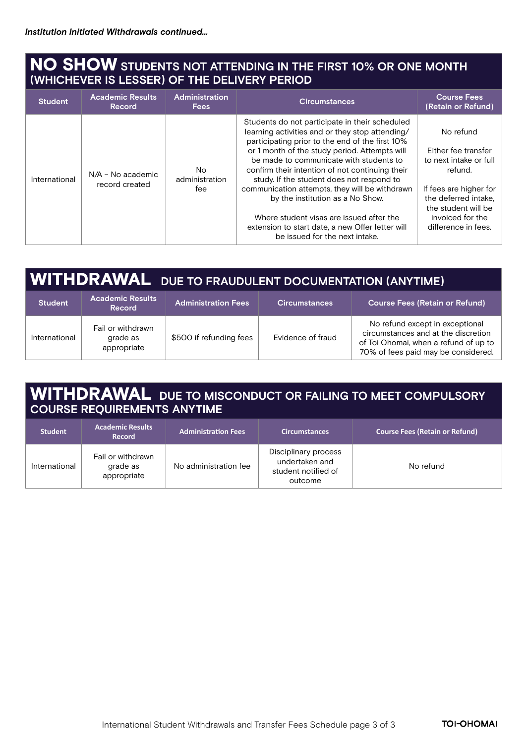*Institution Initiated Withdrawals continued...*

## NO SHOW STUDENTS NOT ATTENDING IN THE FIRST 10% OR ONE MONTH (WHICHEVER IS LESSER) OF THE DELIVERY PERIOD

| Student | Academic Results Record | Administration Fees | Circumstances | Course Fees (Retain or Refund) |
|---|---|---|---|---|
| International | N/A – No academic record created | No administration fee | Students do not participate in their scheduled learning activities and or they stop attending/participating prior to the end of the first 10% or 1 month of the study period. Attempts will be made to communicate with students to confirm their intention of not continuing their study. If the student does not respond to communication attempts, they will be withdrawn by the institution as a No Show.<br><br>Where student visas are issued after the extension to start date, a new Offer letter will be issued for the next intake. | No refund<br><br>Either fee transfer to next intake or full refund.<br><br>If fees are higher for the deferred intake, the student will be invoiced for the difference in fees. |

## WITHDRAWAL DUE TO FRAUDULENT DOCUMENTATION (ANYTIME)

| Student | Academic Results Record | Administration Fees | Circumstances | Course Fees (Retain or Refund) |
|---|---|---|---|---|
| International | Fail or withdrawn grade as appropriate | $500 if refunding fees | Evidence of fraud | No refund except in exceptional circumstances and at the discretion of Toi Ohomai, when a refund of up to 70% of fees paid may be considered. |

## WITHDRAWAL DUE TO MISCONDUCT OR FAILING TO MEET COMPULSORY COURSE REQUIREMENTS ANYTIME

| Student | Academic Results Record | Administration Fees | Circumstances | Course Fees (Retain or Refund) |
|---|---|---|---|---|
| International | Fail or withdrawn grade as appropriate | No administration fee | Disciplinary process undertaken and student notified of outcome | No refund |